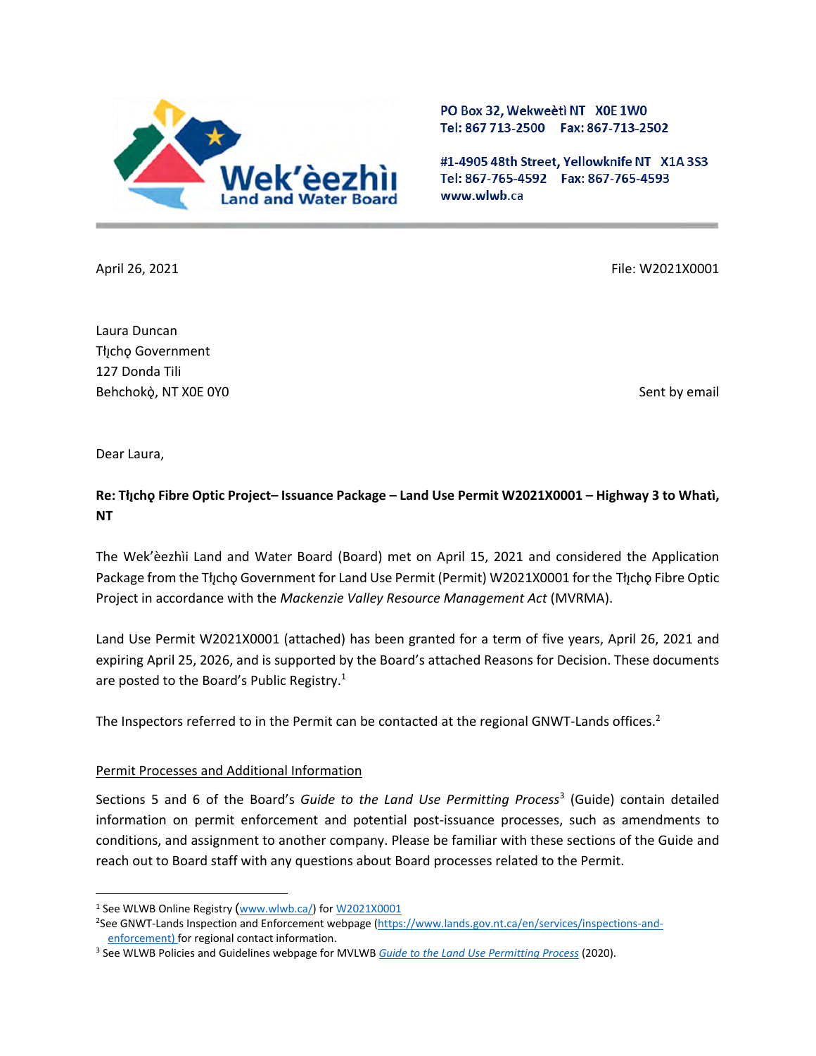PO Box 32, Wekweètì NT X0E 1W0
Tel: 867 713-2500 Fax: 867-713-2502

#1-4905 48th Street, Yellowknife NT X1A 3S3
Tel: 867-765-4592 Fax: 867-765-4593
www.wlwb.ca

April 26, 2021

File: W2021X0001

Laura Duncan
Tłı̨chǫ Government
127 Donda Tili
Behchokǫ̀, NT X0E 0Y0

Sent by email

Dear Laura,

**Re: Tłı̨chǫ Fibre Optic Project– Issuance Package – Land Use Permit W2021X0001 – Highway 3 to Whatì, NT**

The Wek'èezhìi Land and Water Board (Board) met on April 15, 2021 and considered the Application Package from the Tłı̨chǫ Government for Land Use Permit (Permit) W2021X0001 for the Tłı̨chǫ Fibre Optic Project in accordance with the *Mackenzie Valley Resource Management Act* (MVRMA).

Land Use Permit W2021X0001 (attached) has been granted for a term of five years, April 26, 2021 and expiring April 25, 2026, and is supported by the Board's attached Reasons for Decision. These documents are posted to the Board's Public Registry.[1]

The Inspectors referred to in the Permit can be contacted at the regional GNWT-Lands offices.[2]

Permit Processes and Additional Information

Sections 5 and 6 of the Board's *Guide to the Land Use Permitting Process*[3] (Guide) contain detailed information on permit enforcement and potential post-issuance processes, such as amendments to conditions, and assignment to another company. Please be familiar with these sections of the Guide and reach out to Board staff with any questions about Board processes related to the Permit.

---

[1] See WLWB Online Registry (www.wlwb.ca/) for W2021X0001

[2] See GNWT-Lands Inspection and Enforcement webpage (https://www.lands.gov.nt.ca/en/services/inspections-and-enforcement) for regional contact information.

[3] See WLWB Policies and Guidelines webpage for MVLWB *Guide to the Land Use Permitting Process* (2020).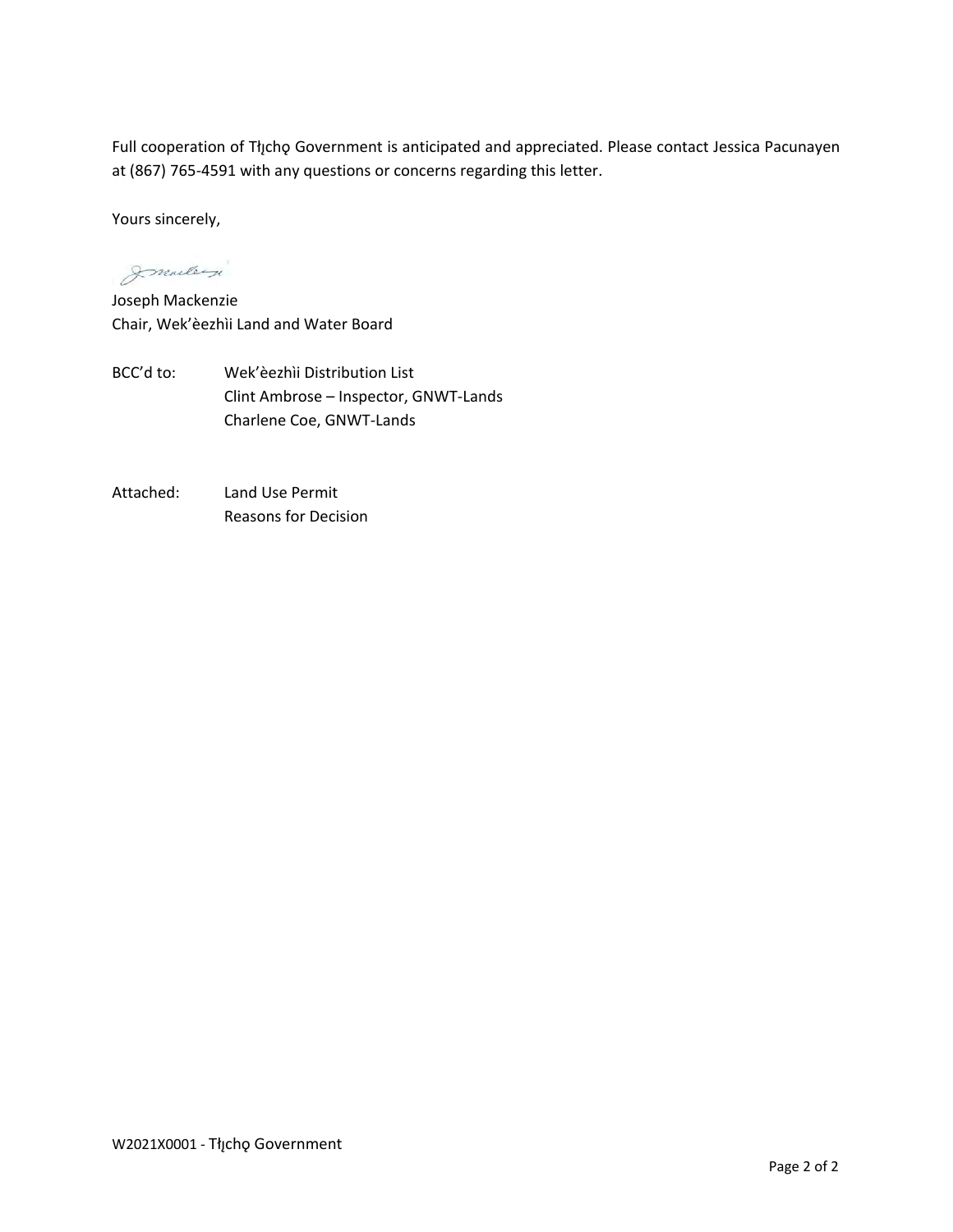Full cooperation of Tłı̨chǫ Government is anticipated and appreciated. Please contact Jessica Pacunayen at (867) 765-4591 with any questions or concerns regarding this letter.

Yours sincerely,

Joseph Mackenzie
Chair, Wek'èezhìi Land and Water Board

BCC'd to: Wek'èezhìi Distribution List
Clint Ambrose – Inspector, GNWT-Lands
Charlene Coe, GNWT-Lands

Attached: Land Use Permit
Reasons for Decision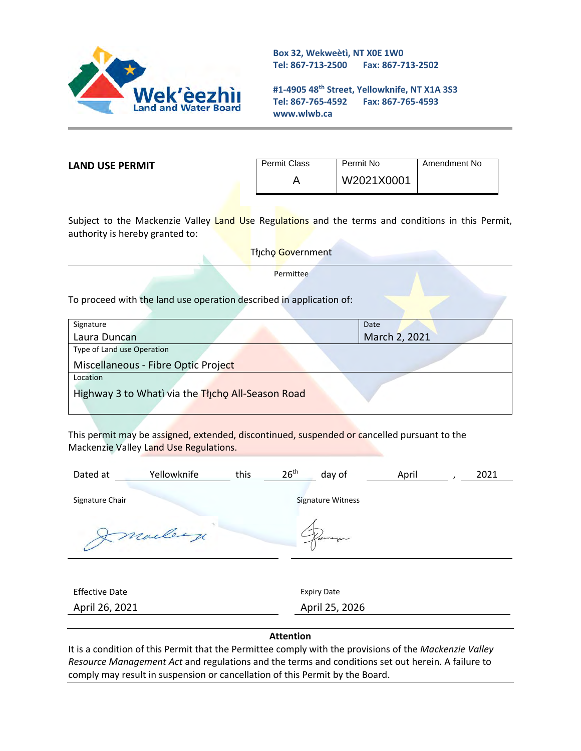Wek'èezhìı Land and Water Board

Box 32, Wekweètì, NT X0E 1W0
Tel: 867-713-2500 Fax: 867-713-2502

#1-4905 48th Street, Yellowknife, NT X1A 3S3
Tel: 867-765-4592 Fax: 867-765-4593
www.wlwb.ca

**LAND USE PERMIT**

| Permit Class | Permit No | Amendment No |
|---|---|---|
| A | W2021X0001 | |

Subject to the Mackenzie Valley Land Use Regulations and the terms and conditions in this Permit, authority is hereby granted to:

Tłı̨chǫ Government

Permittee

To proceed with the land use operation described in application of:

| Signature | Date |
|---|---|
| Laura Duncan | March 2, 2021 |
| Type of Land use Operation | |
| Miscellaneous - Fibre Optic Project | |
| Location | |
| Highway 3 to Whatì via the Tłı̨chǫ All-Season Road | |

This permit may be assigned, extended, discontinued, suspended or cancelled pursuant to the Mackenzie Valley Land Use Regulations.

Dated at Yellowknife this 26th day of April, 2021

Signature Chair

Signature Witness

Effective Date
April 26, 2021

Expiry Date
April 25, 2026

**Attention**

It is a condition of this Permit that the Permittee comply with the provisions of the *Mackenzie Valley Resource Management Act* and regulations and the terms and conditions set out herein. A failure to comply may result in suspension or cancellation of this Permit by the Board.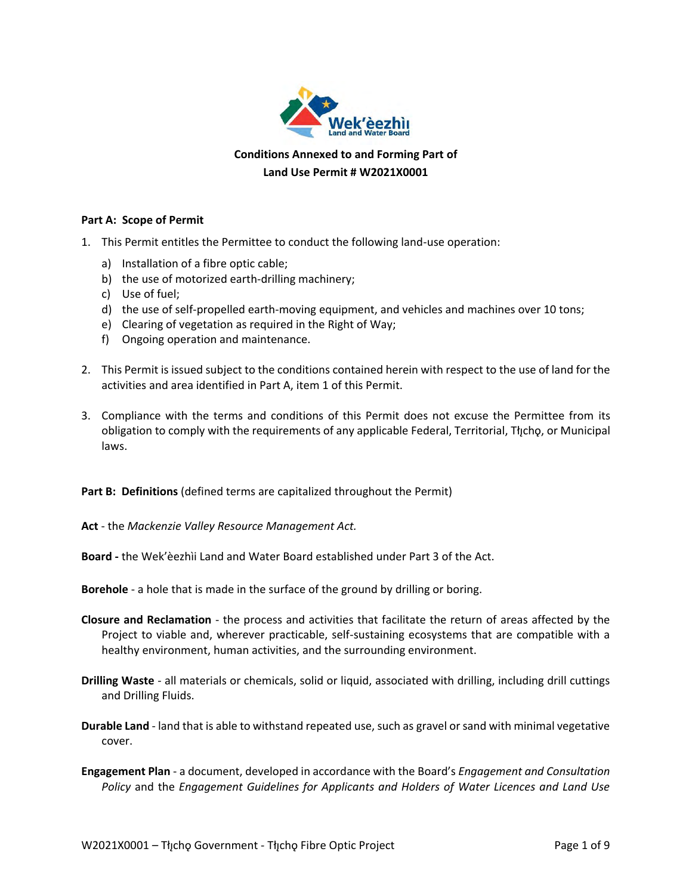**Conditions Annexed to and Forming Part of**
**Land Use Permit # W2021X0001**

**Part A: Scope of Permit**

1. This Permit entitles the Permittee to conduct the following land-use operation:
   a) Installation of a fibre optic cable;
   b) the use of motorized earth-drilling machinery;
   c) Use of fuel;
   d) the use of self-propelled earth-moving equipment, and vehicles and machines over 10 tons;
   e) Clearing of vegetation as required in the Right of Way;
   f) Ongoing operation and maintenance.

2. This Permit is issued subject to the conditions contained herein with respect to the use of land for the activities and area identified in Part A, item 1 of this Permit.

3. Compliance with the terms and conditions of this Permit does not excuse the Permittee from its obligation to comply with the requirements of any applicable Federal, Territorial, Tłı̨chǫ, or Municipal laws.

**Part B: Definitions** (defined terms are capitalized throughout the Permit)

**Act** - the *Mackenzie Valley Resource Management Act.*

**Board -** the Wek'èezhìi Land and Water Board established under Part 3 of the Act.

**Borehole** - a hole that is made in the surface of the ground by drilling or boring.

**Closure and Reclamation** - the process and activities that facilitate the return of areas affected by the Project to viable and, wherever practicable, self-sustaining ecosystems that are compatible with a healthy environment, human activities, and the surrounding environment.

**Drilling Waste** - all materials or chemicals, solid or liquid, associated with drilling, including drill cuttings and Drilling Fluids.

**Durable Land** - land that is able to withstand repeated use, such as gravel or sand with minimal vegetative cover.

**Engagement Plan** - a document, developed in accordance with the Board's *Engagement and Consultation Policy* and the *Engagement Guidelines for Applicants and Holders of Water Licences and Land Use*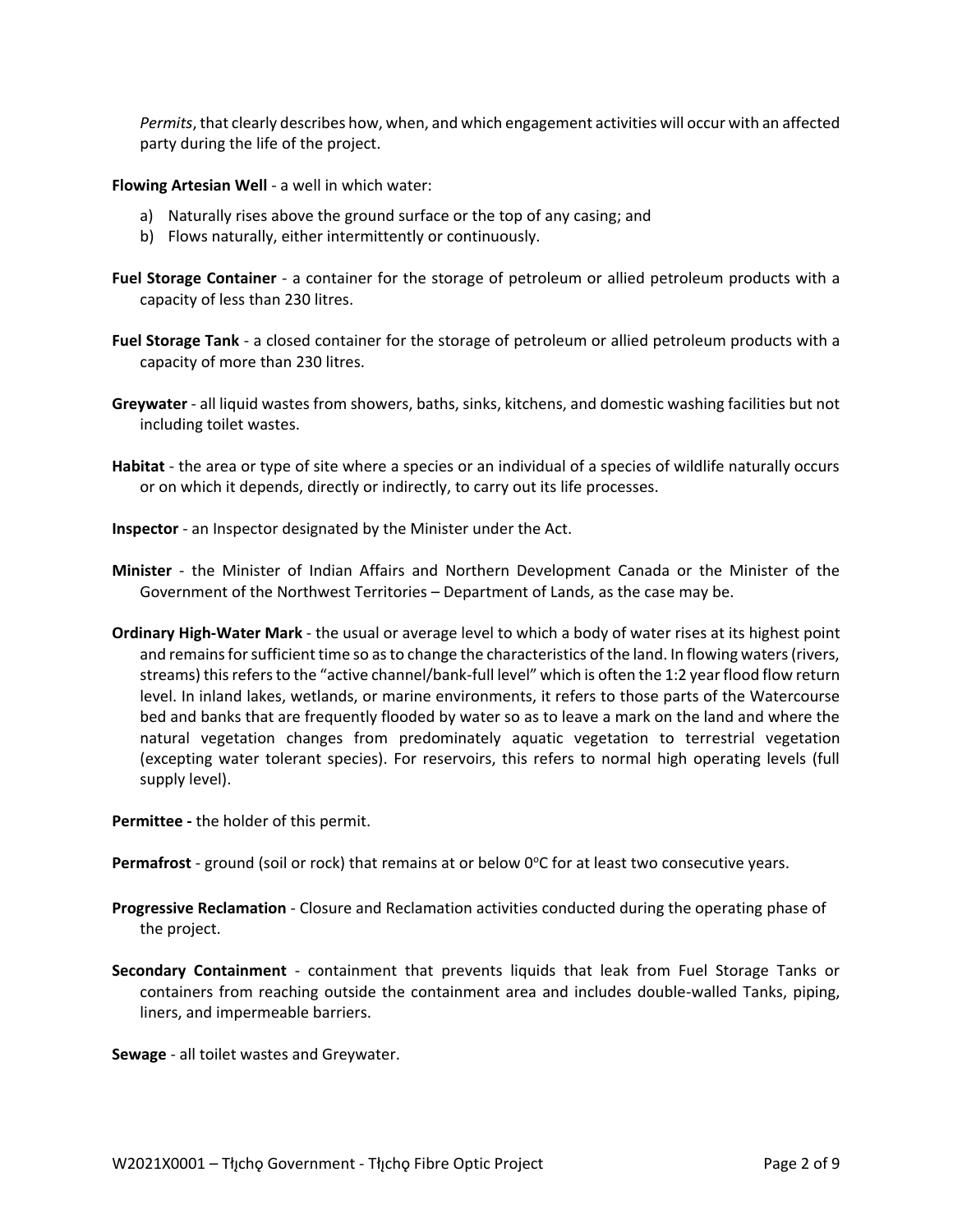*Permits*, that clearly describes how, when, and which engagement activities will occur with an affected party during the life of the project.

**Flowing Artesian Well** - a well in which water:

a) Naturally rises above the ground surface or the top of any casing; and
b) Flows naturally, either intermittently or continuously.

**Fuel Storage Container** - a container for the storage of petroleum or allied petroleum products with a capacity of less than 230 litres.

**Fuel Storage Tank** - a closed container for the storage of petroleum or allied petroleum products with a capacity of more than 230 litres.

**Greywater** - all liquid wastes from showers, baths, sinks, kitchens, and domestic washing facilities but not including toilet wastes.

**Habitat** - the area or type of site where a species or an individual of a species of wildlife naturally occurs or on which it depends, directly or indirectly, to carry out its life processes.

**Inspector** - an Inspector designated by the Minister under the Act.

**Minister** - the Minister of Indian Affairs and Northern Development Canada or the Minister of the Government of the Northwest Territories – Department of Lands, as the case may be.

**Ordinary High-Water Mark** - the usual or average level to which a body of water rises at its highest point and remains for sufficient time so as to change the characteristics of the land. In flowing waters (rivers, streams) this refers to the "active channel/bank-full level" which is often the 1:2 year flood flow return level. In inland lakes, wetlands, or marine environments, it refers to those parts of the Watercourse bed and banks that are frequently flooded by water so as to leave a mark on the land and where the natural vegetation changes from predominately aquatic vegetation to terrestrial vegetation (excepting water tolerant species). For reservoirs, this refers to normal high operating levels (full supply level).

**Permittee -** the holder of this permit.

**Permafrost** - ground (soil or rock) that remains at or below 0°C for at least two consecutive years.

**Progressive Reclamation** - Closure and Reclamation activities conducted during the operating phase of the project.

**Secondary Containment** - containment that prevents liquids that leak from Fuel Storage Tanks or containers from reaching outside the containment area and includes double-walled Tanks, piping, liners, and impermeable barriers.

**Sewage** - all toilet wastes and Greywater.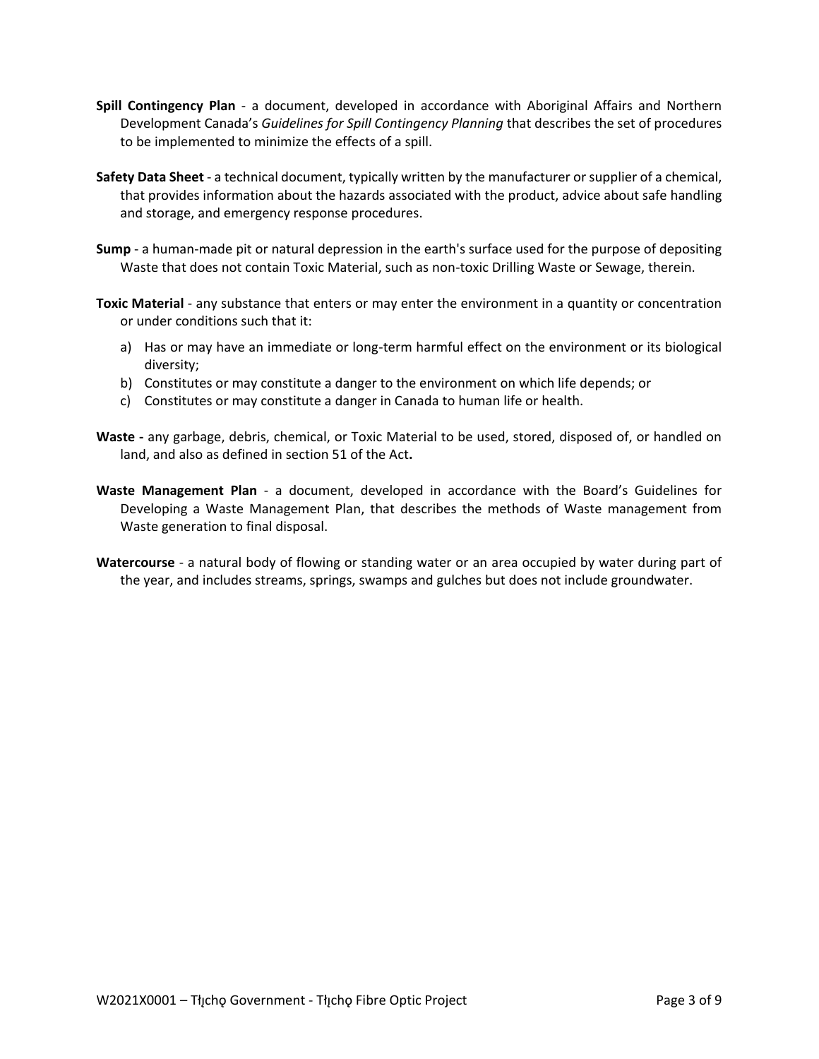**Spill Contingency Plan** - a document, developed in accordance with Aboriginal Affairs and Northern Development Canada's *Guidelines for Spill Contingency Planning* that describes the set of procedures to be implemented to minimize the effects of a spill.

**Safety Data Sheet** - a technical document, typically written by the manufacturer or supplier of a chemical, that provides information about the hazards associated with the product, advice about safe handling and storage, and emergency response procedures.

**Sump** - a human-made pit or natural depression in the earth's surface used for the purpose of depositing Waste that does not contain Toxic Material, such as non-toxic Drilling Waste or Sewage, therein.

**Toxic Material** - any substance that enters or may enter the environment in a quantity or concentration or under conditions such that it:

a) Has or may have an immediate or long-term harmful effect on the environment or its biological diversity;
b) Constitutes or may constitute a danger to the environment on which life depends; or
c) Constitutes or may constitute a danger in Canada to human life or health.

**Waste -** any garbage, debris, chemical, or Toxic Material to be used, stored, disposed of, or handled on land, and also as defined in section 51 of the Act**.**

**Waste Management Plan** - a document, developed in accordance with the Board's Guidelines for Developing a Waste Management Plan, that describes the methods of Waste management from Waste generation to final disposal.

**Watercourse** - a natural body of flowing or standing water or an area occupied by water during part of the year, and includes streams, springs, swamps and gulches but does not include groundwater.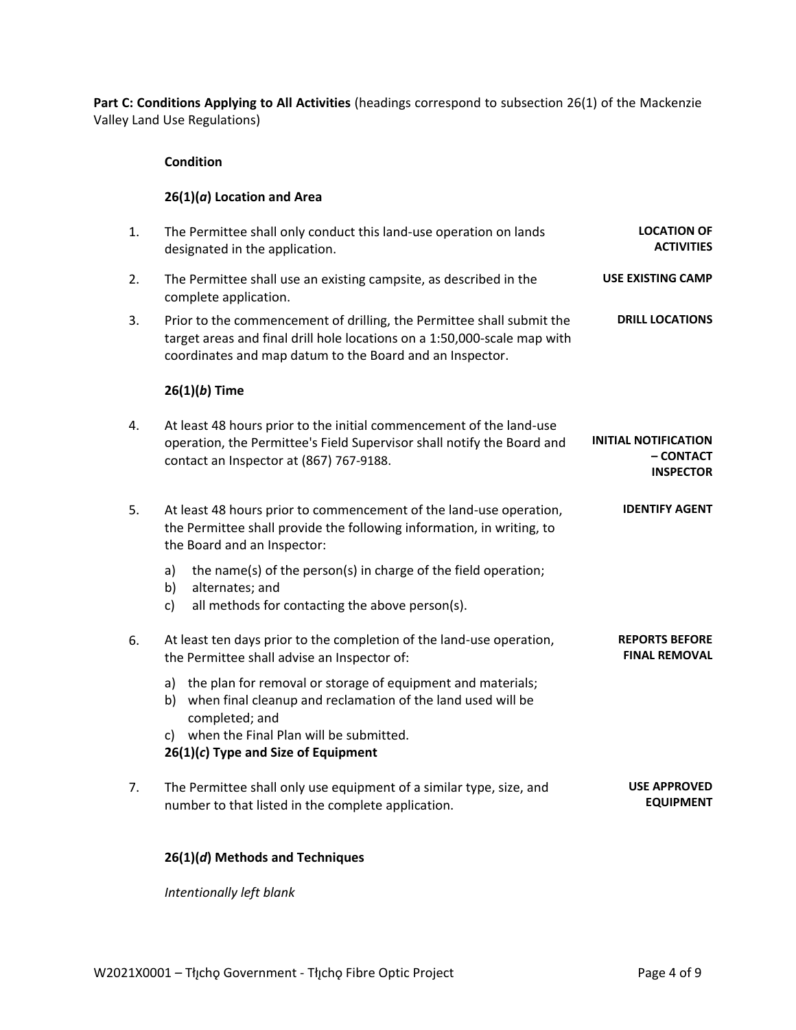**Part C: Conditions Applying to All Activities** (headings correspond to subsection 26(1) of the Mackenzie Valley Land Use Regulations)

**Condition**

**26(1)(*a*) Location and Area**

1. The Permittee shall only conduct this land-use operation on lands designated in the application. **LOCATION OF ACTIVITIES**

2. The Permittee shall use an existing campsite, as described in the complete application. **USE EXISTING CAMP**

3. Prior to the commencement of drilling, the Permittee shall submit the target areas and final drill hole locations on a 1:50,000-scale map with coordinates and map datum to the Board and an Inspector. **DRILL LOCATIONS**

**26(1)(*b*) Time**

4. At least 48 hours prior to the initial commencement of the land-use operation, the Permittee's Field Supervisor shall notify the Board and contact an Inspector at (867) 767-9188. **INITIAL NOTIFICATION – CONTACT INSPECTOR**

5. At least 48 hours prior to commencement of the land-use operation, the Permittee shall provide the following information, in writing, to the Board and an Inspector: **IDENTIFY AGENT**

   a) the name(s) of the person(s) in charge of the field operation;
   b) alternates; and
   c) all methods for contacting the above person(s).

6. At least ten days prior to the completion of the land-use operation, the Permittee shall advise an Inspector of: **REPORTS BEFORE FINAL REMOVAL**

   a) the plan for removal or storage of equipment and materials;
   b) when final cleanup and reclamation of the land used will be completed; and
   c) when the Final Plan will be submitted.

**26(1)(*c*) Type and Size of Equipment**

7. The Permittee shall only use equipment of a similar type, size, and number to that listed in the complete application. **USE APPROVED EQUIPMENT**

**26(1)(*d*) Methods and Techniques**

*Intentionally left blank*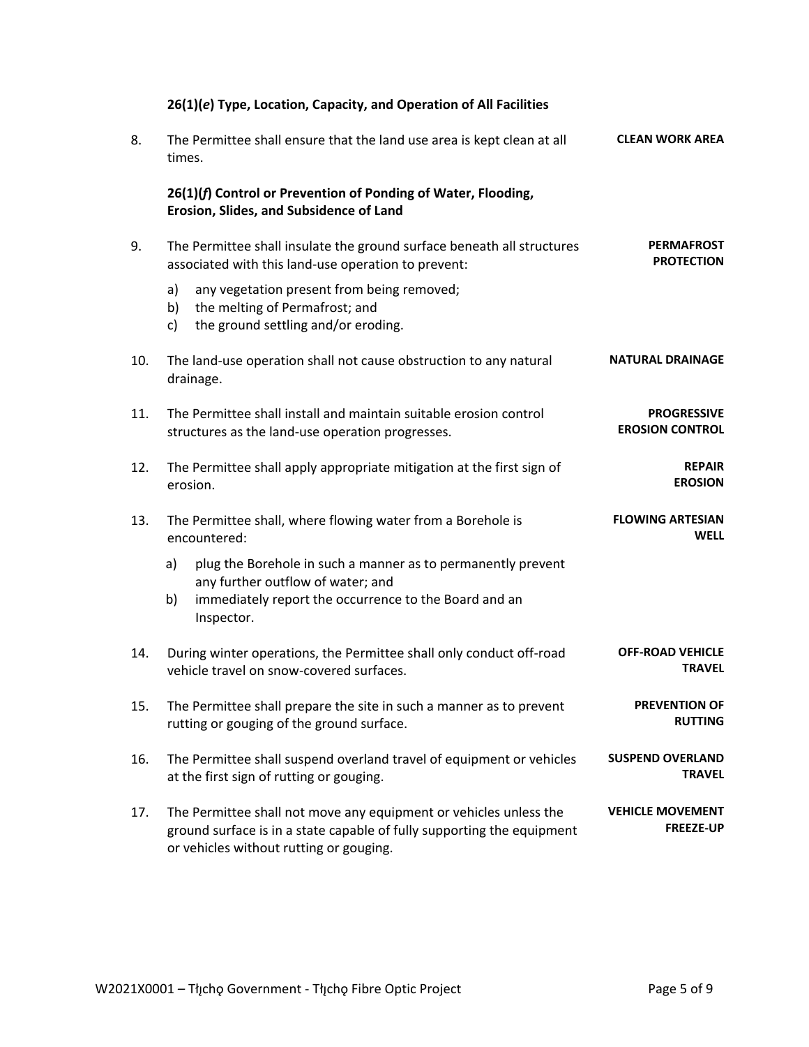**26(1)(*e*) Type, Location, Capacity, and Operation of All Facilities**

8. The Permittee shall ensure that the land use area is kept clean at all times. **CLEAN WORK AREA**

**26(1)(*f*) Control or Prevention of Ponding of Water, Flooding, Erosion, Slides, and Subsidence of Land**

9. The Permittee shall insulate the ground surface beneath all structures associated with this land-use operation to prevent: **PERMAFROST PROTECTION**
   a) any vegetation present from being removed;
   b) the melting of Permafrost; and
   c) the ground settling and/or eroding.

10. The land-use operation shall not cause obstruction to any natural drainage. **NATURAL DRAINAGE**

11. The Permittee shall install and maintain suitable erosion control structures as the land-use operation progresses. **PROGRESSIVE EROSION CONTROL**

12. The Permittee shall apply appropriate mitigation at the first sign of erosion. **REPAIR EROSION**

13. The Permittee shall, where flowing water from a Borehole is encountered: **FLOWING ARTESIAN WELL**
    a) plug the Borehole in such a manner as to permanently prevent any further outflow of water; and
    b) immediately report the occurrence to the Board and an Inspector.

14. During winter operations, the Permittee shall only conduct off-road vehicle travel on snow-covered surfaces. **OFF-ROAD VEHICLE TRAVEL**

15. The Permittee shall prepare the site in such a manner as to prevent rutting or gouging of the ground surface. **PREVENTION OF RUTTING**

16. The Permittee shall suspend overland travel of equipment or vehicles at the first sign of rutting or gouging. **SUSPEND OVERLAND TRAVEL**

17. The Permittee shall not move any equipment or vehicles unless the ground surface is in a state capable of fully supporting the equipment or vehicles without rutting or gouging. **VEHICLE MOVEMENT FREEZE-UP**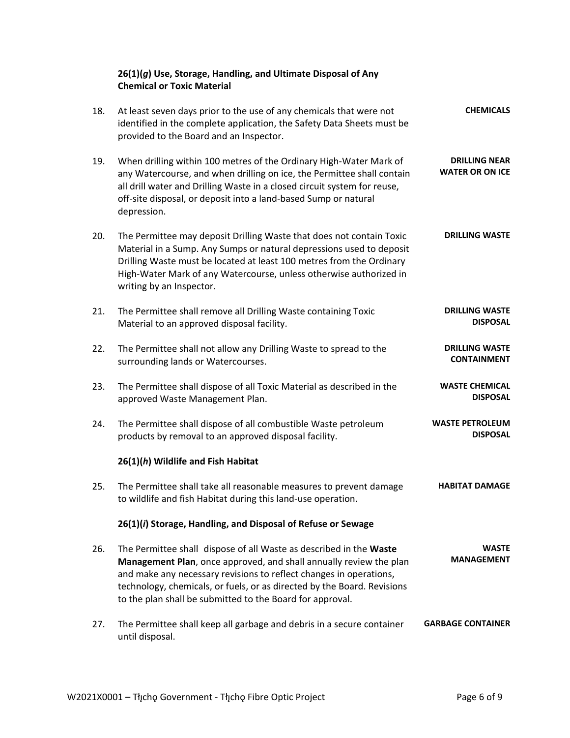### 26(1)(*g*) Use, Storage, Handling, and Ultimate Disposal of Any Chemical or Toxic Material

18. At least seven days prior to the use of any chemicals that were not identified in the complete application, the Safety Data Sheets must be provided to the Board and an Inspector. **CHEMICALS**

19. When drilling within 100 metres of the Ordinary High-Water Mark of any Watercourse, and when drilling on ice, the Permittee shall contain all drill water and Drilling Waste in a closed circuit system for reuse, off-site disposal, or deposit into a land-based Sump or natural depression. **DRILLING NEAR WATER OR ON ICE**

20. The Permittee may deposit Drilling Waste that does not contain Toxic Material in a Sump. Any Sumps or natural depressions used to deposit Drilling Waste must be located at least 100 metres from the Ordinary High-Water Mark of any Watercourse, unless otherwise authorized in writing by an Inspector. **DRILLING WASTE**

21. The Permittee shall remove all Drilling Waste containing Toxic Material to an approved disposal facility. **DRILLING WASTE DISPOSAL**

22. The Permittee shall not allow any Drilling Waste to spread to the surrounding lands or Watercourses. **DRILLING WASTE CONTAINMENT**

23. The Permittee shall dispose of all Toxic Material as described in the approved Waste Management Plan. **WASTE CHEMICAL DISPOSAL**

24. The Permittee shall dispose of all combustible Waste petroleum products by removal to an approved disposal facility. **WASTE PETROLEUM DISPOSAL**

### 26(1)(*h*) Wildlife and Fish Habitat

25. The Permittee shall take all reasonable measures to prevent damage to wildlife and fish Habitat during this land-use operation. **HABITAT DAMAGE**

### 26(1)(*i*) Storage, Handling, and Disposal of Refuse or Sewage

26. The Permittee shall dispose of all Waste as described in the **Waste Management Plan**, once approved, and shall annually review the plan and make any necessary revisions to reflect changes in operations, technology, chemicals, or fuels, or as directed by the Board. Revisions to the plan shall be submitted to the Board for approval. **WASTE MANAGEMENT**

27. The Permittee shall keep all garbage and debris in a secure container until disposal. **GARBAGE CONTAINER**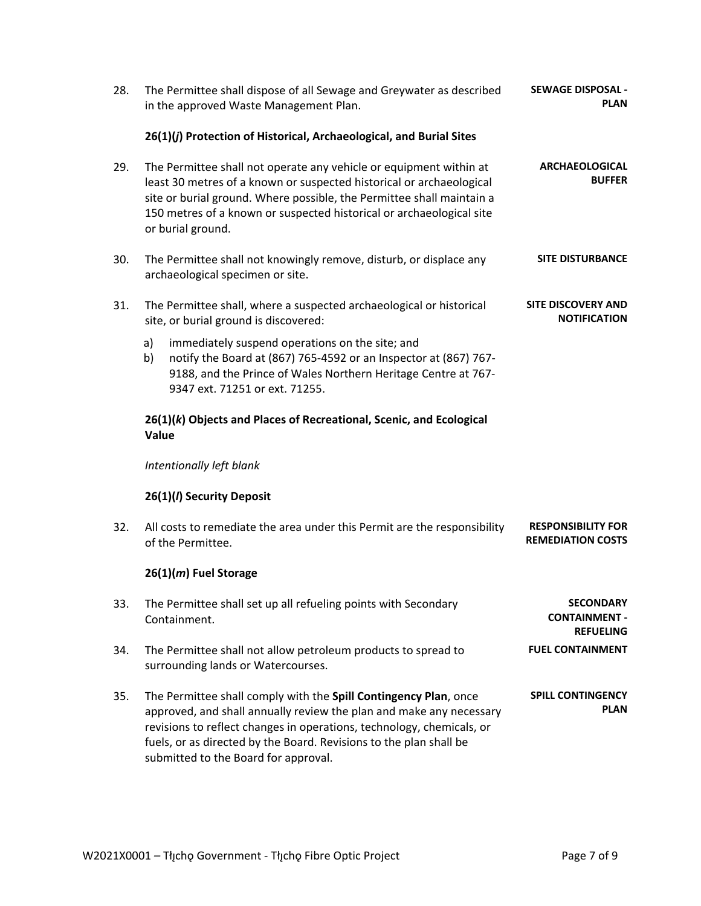28. The Permittee shall dispose of all Sewage and Greywater as described in the approved Waste Management Plan. **SEWAGE DISPOSAL - PLAN**

**26(1)(*j*) Protection of Historical, Archaeological, and Burial Sites**

29. The Permittee shall not operate any vehicle or equipment within at least 30 metres of a known or suspected historical or archaeological site or burial ground. Where possible, the Permittee shall maintain a 150 metres of a known or suspected historical or archaeological site or burial ground. **ARCHAEOLOGICAL BUFFER**

30. The Permittee shall not knowingly remove, disturb, or displace any archaeological specimen or site. **SITE DISTURBANCE**

31. The Permittee shall, where a suspected archaeological or historical site, or burial ground is discovered: **SITE DISCOVERY AND NOTIFICATION**
    a) immediately suspend operations on the site; and
    b) notify the Board at (867) 765-4592 or an Inspector at (867) 767-9188, and the Prince of Wales Northern Heritage Centre at 767-9347 ext. 71251 or ext. 71255.

**26(1)(*k*) Objects and Places of Recreational, Scenic, and Ecological Value**

*Intentionally left blank*

**26(1)(*l*) Security Deposit**

32. All costs to remediate the area under this Permit are the responsibility of the Permittee. **RESPONSIBILITY FOR REMEDIATION COSTS**

**26(1)(*m*) Fuel Storage**

33. The Permittee shall set up all refueling points with Secondary Containment. **SECONDARY CONTAINMENT - REFUELING**

34. The Permittee shall not allow petroleum products to spread to surrounding lands or Watercourses. **FUEL CONTAINMENT**

35. The Permittee shall comply with the **Spill Contingency Plan**, once approved, and shall annually review the plan and make any necessary revisions to reflect changes in operations, technology, chemicals, or fuels, or as directed by the Board. Revisions to the plan shall be submitted to the Board for approval. **SPILL CONTINGENCY PLAN**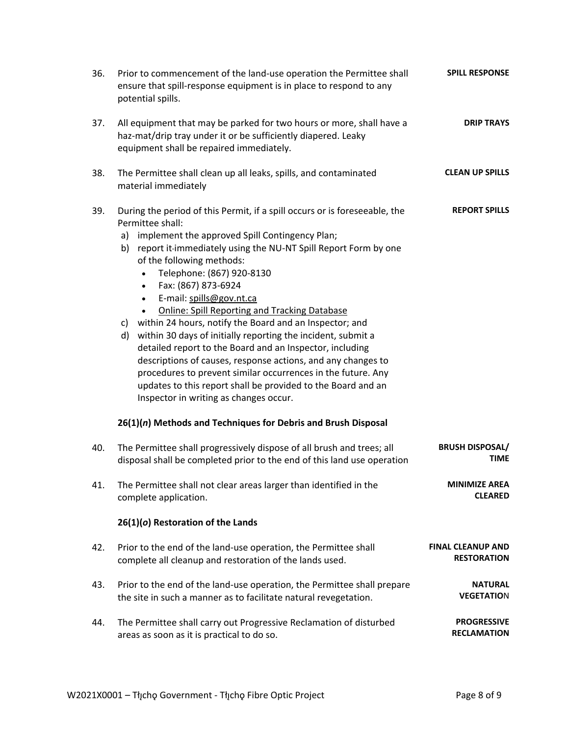36. Prior to commencement of the land-use operation the Permittee shall ensure that spill-response equipment is in place to respond to any potential spills. **SPILL RESPONSE**

37. All equipment that may be parked for two hours or more, shall have a haz-mat/drip tray under it or be sufficiently diapered. Leaky equipment shall be repaired immediately. **DRIP TRAYS**

38. The Permittee shall clean up all leaks, spills, and contaminated material immediately **CLEAN UP SPILLS**

39. During the period of this Permit, if a spill occurs or is foreseeable, the Permittee shall: **REPORT SPILLS**
    a) implement the approved Spill Contingency Plan;
    b) report it immediately using the NU-NT Spill Report Form by one of the following methods:
       - Telephone: (867) 920-8130
       - Fax: (867) 873-6924
       - E-mail: spills@gov.nt.ca
       - Online: Spill Reporting and Tracking Database
    c) within 24 hours, notify the Board and an Inspector; and
    d) within 30 days of initially reporting the incident, submit a detailed report to the Board and an Inspector, including descriptions of causes, response actions, and any changes to procedures to prevent similar occurrences in the future. Any updates to this report shall be provided to the Board and an Inspector in writing as changes occur.

### 26(1)(*n*) Methods and Techniques for Debris and Brush Disposal

40. The Permittee shall progressively dispose of all brush and trees; all disposal shall be completed prior to the end of this land use operation **BRUSH DISPOSAL/ TIME**

41. The Permittee shall not clear areas larger than identified in the complete application. **MINIMIZE AREA CLEARED**

### 26(1)(*o*) Restoration of the Lands

42. Prior to the end of the land-use operation, the Permittee shall complete all cleanup and restoration of the lands used. **FINAL CLEANUP AND RESTORATION**

43. Prior to the end of the land-use operation, the Permittee shall prepare the site in such a manner as to facilitate natural revegetation. **NATURAL VEGETATION**

44. The Permittee shall carry out Progressive Reclamation of disturbed areas as soon as it is practical to do so. **PROGRESSIVE RECLAMATION**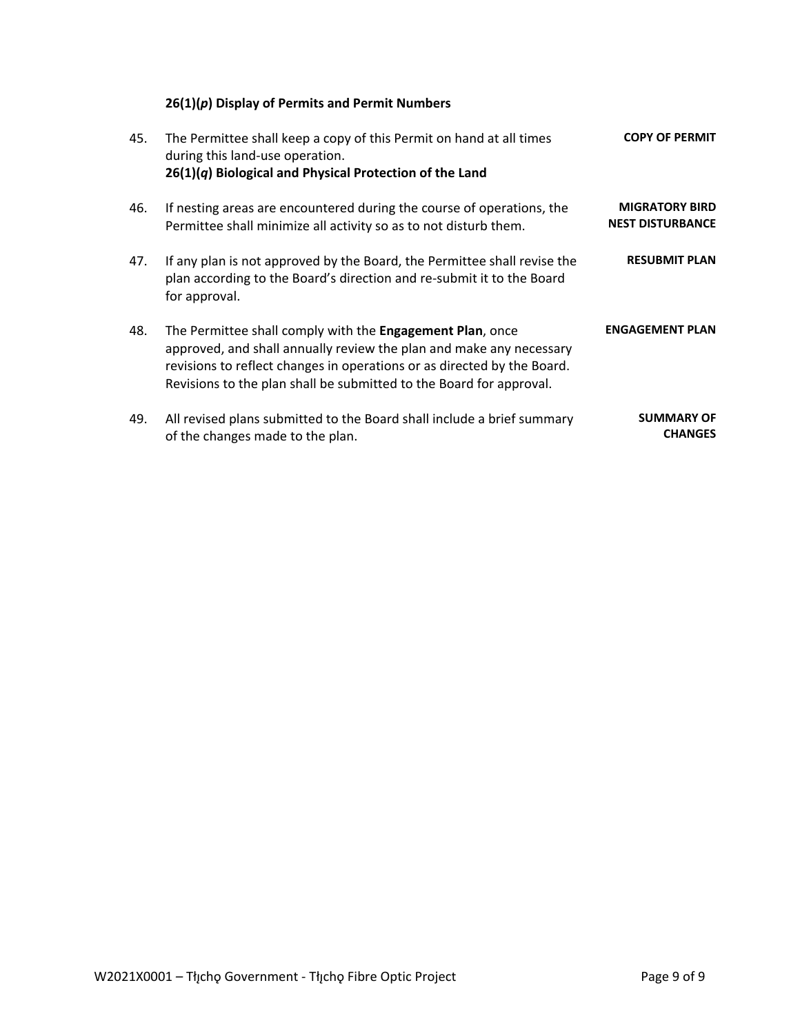### 26(1)(*p*) Display of Permits and Permit Numbers

45. The Permittee shall keep a copy of this Permit on hand at all times during this land-use operation. **COPY OF PERMIT**

### 26(1)(*q*) Biological and Physical Protection of the Land

46. If nesting areas are encountered during the course of operations, the Permittee shall minimize all activity so as to not disturb them. **MIGRATORY BIRD NEST DISTURBANCE**

47. If any plan is not approved by the Board, the Permittee shall revise the plan according to the Board's direction and re-submit it to the Board for approval. **RESUBMIT PLAN**

48. The Permittee shall comply with the **Engagement Plan**, once approved, and shall annually review the plan and make any necessary revisions to reflect changes in operations or as directed by the Board. Revisions to the plan shall be submitted to the Board for approval. **ENGAGEMENT PLAN**

49. All revised plans submitted to the Board shall include a brief summary of the changes made to the plan. **SUMMARY OF CHANGES**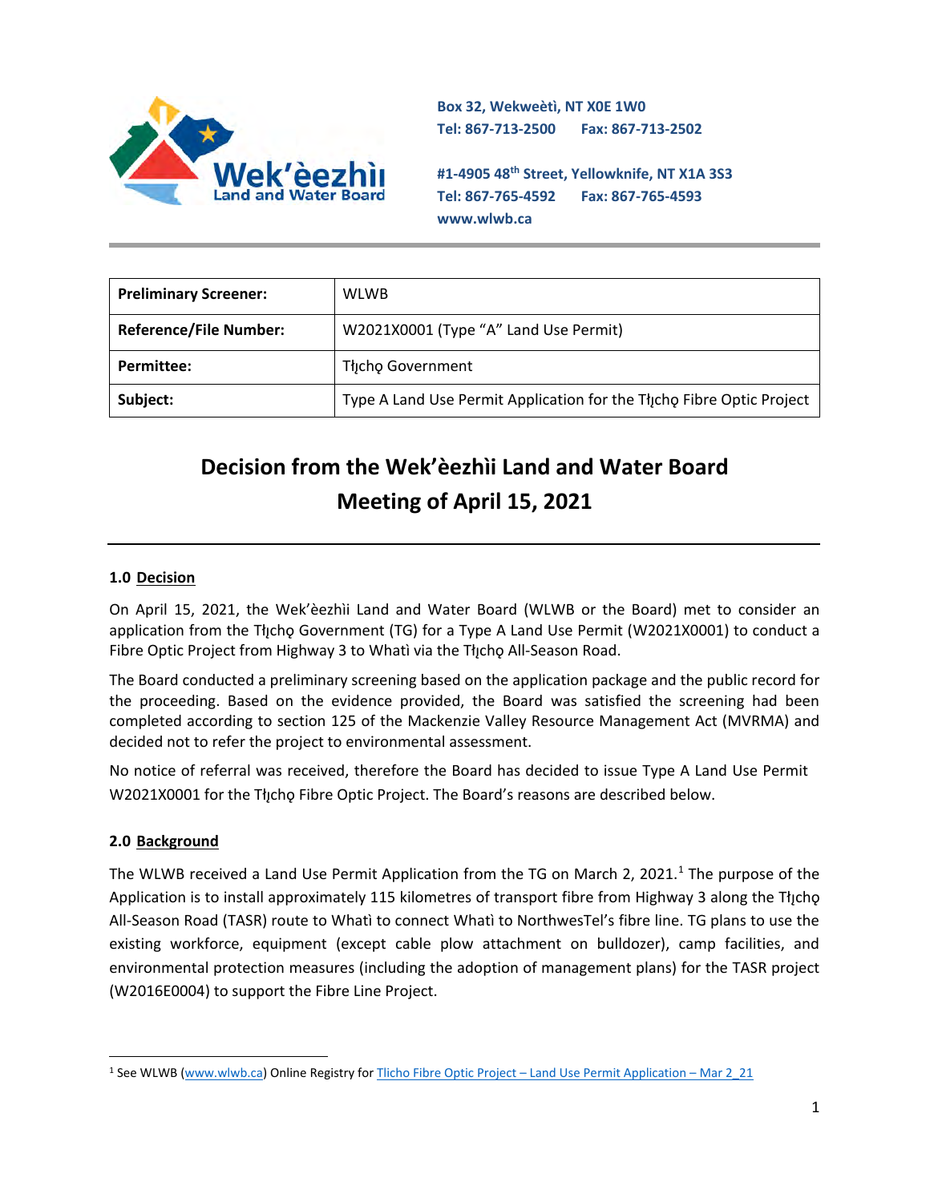Box 32, Wekweètì, NT X0E 1W0
Tel: 867-713-2500 Fax: 867-713-2502

#1-4905 48th Street, Yellowknife, NT X1A 3S3
Tel: 867-765-4592 Fax: 867-765-4593
www.wlwb.ca

| Preliminary Screener: | WLWB |
|---|---|
| Reference/File Number: | W2021X0001 (Type "A" Land Use Permit) |
| Permittee: | Tłı̨chǫ Government |
| Subject: | Type A Land Use Permit Application for the Tłı̨chǫ Fibre Optic Project |

# Decision from the Wek'èezhìi Land and Water Board Meeting of April 15, 2021

## 1.0 Decision

On April 15, 2021, the Wek'èezhìi Land and Water Board (WLWB or the Board) met to consider an application from the Tłı̨chǫ Government (TG) for a Type A Land Use Permit (W2021X0001) to conduct a Fibre Optic Project from Highway 3 to Whatì via the Tłı̨chǫ All-Season Road.

The Board conducted a preliminary screening based on the application package and the public record for the proceeding. Based on the evidence provided, the Board was satisfied the screening had been completed according to section 125 of the Mackenzie Valley Resource Management Act (MVRMA) and decided not to refer the project to environmental assessment.

No notice of referral was received, therefore the Board has decided to issue Type A Land Use Permit W2021X0001 for the Tłı̨chǫ Fibre Optic Project. The Board's reasons are described below.

## 2.0 Background

The WLWB received a Land Use Permit Application from the TG on March 2, 2021.[1] The purpose of the Application is to install approximately 115 kilometres of transport fibre from Highway 3 along the Tłı̨chǫ All-Season Road (TASR) route to Whatì to connect Whatì to NorthwesTel's fibre line. TG plans to use the existing workforce, equipment (except cable plow attachment on bulldozer), camp facilities, and environmental protection measures (including the adoption of management plans) for the TASR project (W2016E0004) to support the Fibre Line Project.

[1] See WLWB (www.wlwb.ca) Online Registry for Tlicho Fibre Optic Project – Land Use Permit Application – Mar 2_21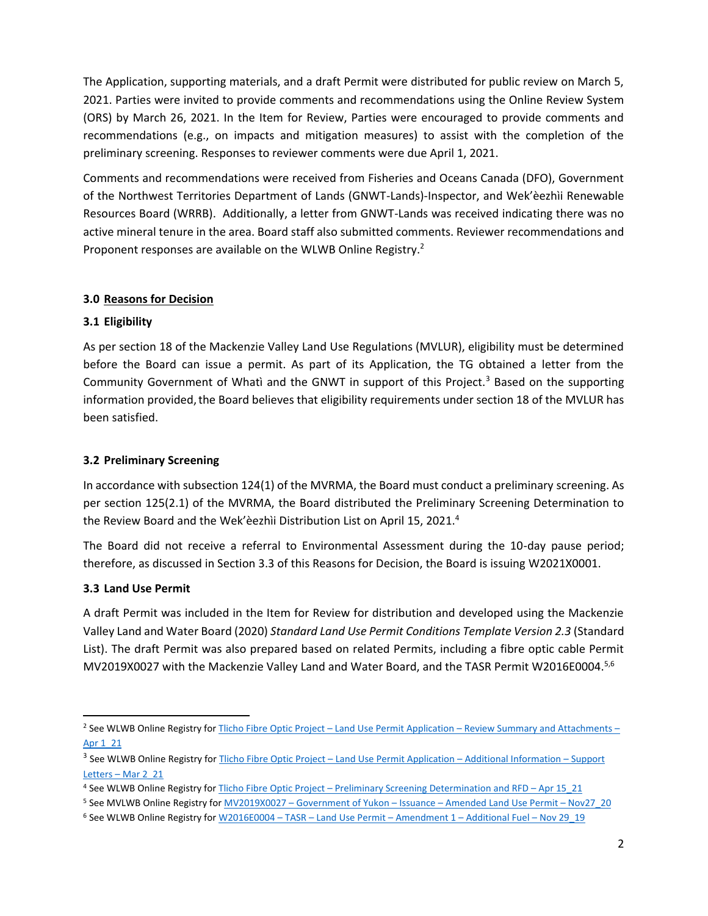The Application, supporting materials, and a draft Permit were distributed for public review on March 5, 2021. Parties were invited to provide comments and recommendations using the Online Review System (ORS) by March 26, 2021. In the Item for Review, Parties were encouraged to provide comments and recommendations (e.g., on impacts and mitigation measures) to assist with the completion of the preliminary screening. Responses to reviewer comments were due April 1, 2021.

Comments and recommendations were received from Fisheries and Oceans Canada (DFO), Government of the Northwest Territories Department of Lands (GNWT-Lands)-Inspector, and Wek'èezhìi Renewable Resources Board (WRRB). Additionally, a letter from GNWT-Lands was received indicating there was no active mineral tenure in the area. Board staff also submitted comments. Reviewer recommendations and Proponent responses are available on the WLWB Online Registry.[2]

### 3.0 Reasons for Decision

### 3.1 Eligibility

As per section 18 of the Mackenzie Valley Land Use Regulations (MVLUR), eligibility must be determined before the Board can issue a permit. As part of its Application, the TG obtained a letter from the Community Government of Whatì and the GNWT in support of this Project.[3] Based on the supporting information provided, the Board believes that eligibility requirements under section 18 of the MVLUR has been satisfied.

### 3.2 Preliminary Screening

In accordance with subsection 124(1) of the MVRMA, the Board must conduct a preliminary screening. As per section 125(2.1) of the MVRMA, the Board distributed the Preliminary Screening Determination to the Review Board and the Wek'èezhìi Distribution List on April 15, 2021.[4]

The Board did not receive a referral to Environmental Assessment during the 10-day pause period; therefore, as discussed in Section 3.3 of this Reasons for Decision, the Board is issuing W2021X0001.

### 3.3 Land Use Permit

A draft Permit was included in the Item for Review for distribution and developed using the Mackenzie Valley Land and Water Board (2020) *Standard Land Use Permit Conditions Template Version 2.3* (Standard List). The draft Permit was also prepared based on related Permits, including a fibre optic cable Permit MV2019X0027 with the Mackenzie Valley Land and Water Board, and the TASR Permit W2016E0004.[5,6]

---

[2] See WLWB Online Registry for Tlicho Fibre Optic Project – Land Use Permit Application – Review Summary and Attachments – Apr 1_21

[3] See WLWB Online Registry for Tlicho Fibre Optic Project – Land Use Permit Application – Additional Information – Support Letters – Mar 2_21

[4] See WLWB Online Registry for Tlicho Fibre Optic Project – Preliminary Screening Determination and RFD – Apr 15_21

[5] See MVLWB Online Registry for MV2019X0027 – Government of Yukon – Issuance – Amended Land Use Permit – Nov27_20

[6] See WLWB Online Registry for W2016E0004 – TASR – Land Use Permit – Amendment 1 – Additional Fuel – Nov 29_19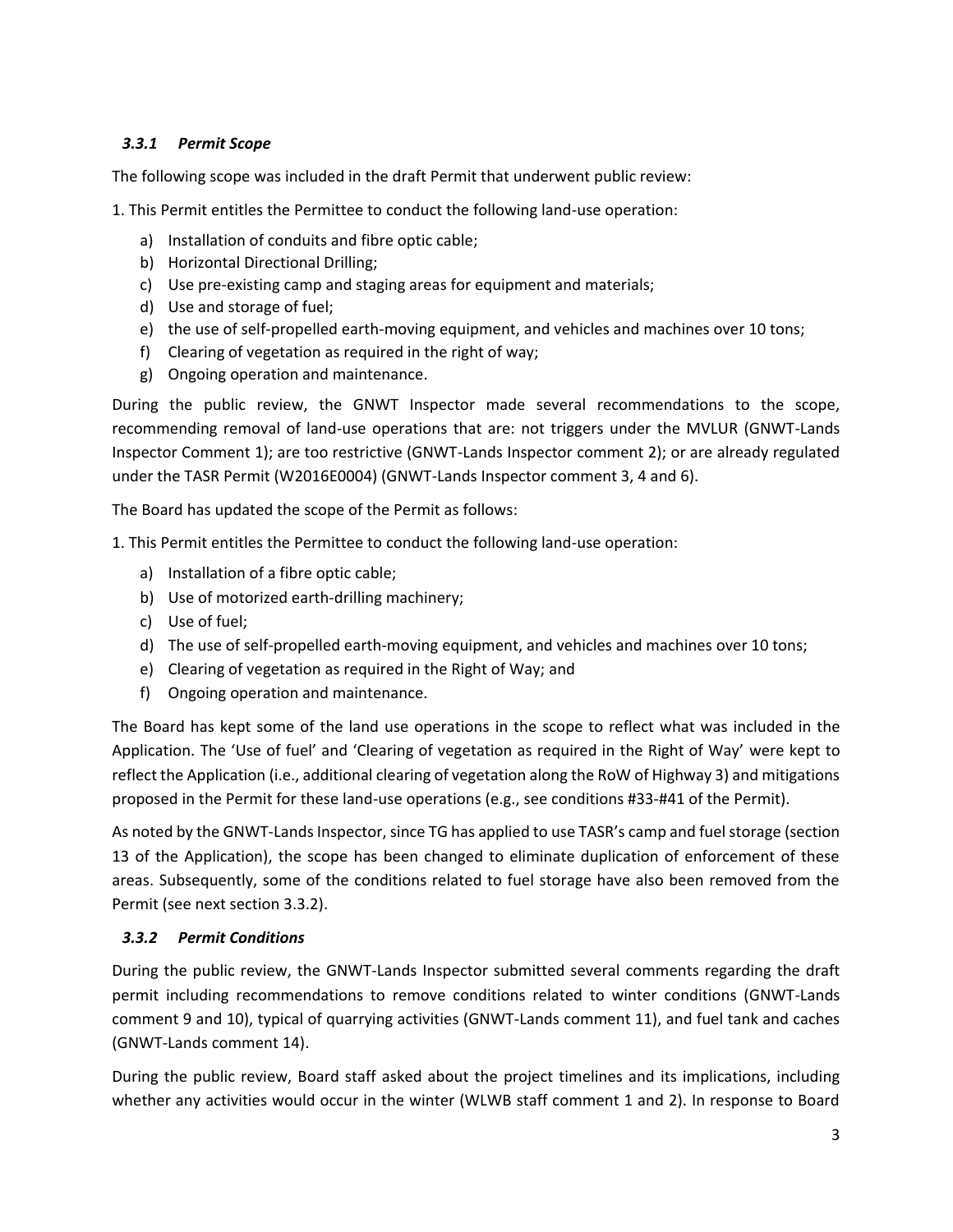### *3.3.1 Permit Scope*

The following scope was included in the draft Permit that underwent public review:

1. This Permit entitles the Permittee to conduct the following land-use operation:

   a) Installation of conduits and fibre optic cable;
   b) Horizontal Directional Drilling;
   c) Use pre-existing camp and staging areas for equipment and materials;
   d) Use and storage of fuel;
   e) the use of self-propelled earth-moving equipment, and vehicles and machines over 10 tons;
   f) Clearing of vegetation as required in the right of way;
   g) Ongoing operation and maintenance.

During the public review, the GNWT Inspector made several recommendations to the scope, recommending removal of land-use operations that are: not triggers under the MVLUR (GNWT-Lands Inspector Comment 1); are too restrictive (GNWT-Lands Inspector comment 2); or are already regulated under the TASR Permit (W2016E0004) (GNWT-Lands Inspector comment 3, 4 and 6).

The Board has updated the scope of the Permit as follows:

1. This Permit entitles the Permittee to conduct the following land-use operation:

   a) Installation of a fibre optic cable;
   b) Use of motorized earth-drilling machinery;
   c) Use of fuel;
   d) The use of self-propelled earth-moving equipment, and vehicles and machines over 10 tons;
   e) Clearing of vegetation as required in the Right of Way; and
   f) Ongoing operation and maintenance.

The Board has kept some of the land use operations in the scope to reflect what was included in the Application. The 'Use of fuel' and 'Clearing of vegetation as required in the Right of Way' were kept to reflect the Application (i.e., additional clearing of vegetation along the RoW of Highway 3) and mitigations proposed in the Permit for these land-use operations (e.g., see conditions #33-#41 of the Permit).

As noted by the GNWT-Lands Inspector, since TG has applied to use TASR's camp and fuel storage (section 13 of the Application), the scope has been changed to eliminate duplication of enforcement of these areas. Subsequently, some of the conditions related to fuel storage have also been removed from the Permit (see next section 3.3.2).

### *3.3.2 Permit Conditions*

During the public review, the GNWT-Lands Inspector submitted several comments regarding the draft permit including recommendations to remove conditions related to winter conditions (GNWT-Lands comment 9 and 10), typical of quarrying activities (GNWT-Lands comment 11), and fuel tank and caches (GNWT-Lands comment 14).

During the public review, Board staff asked about the project timelines and its implications, including whether any activities would occur in the winter (WLWB staff comment 1 and 2). In response to Board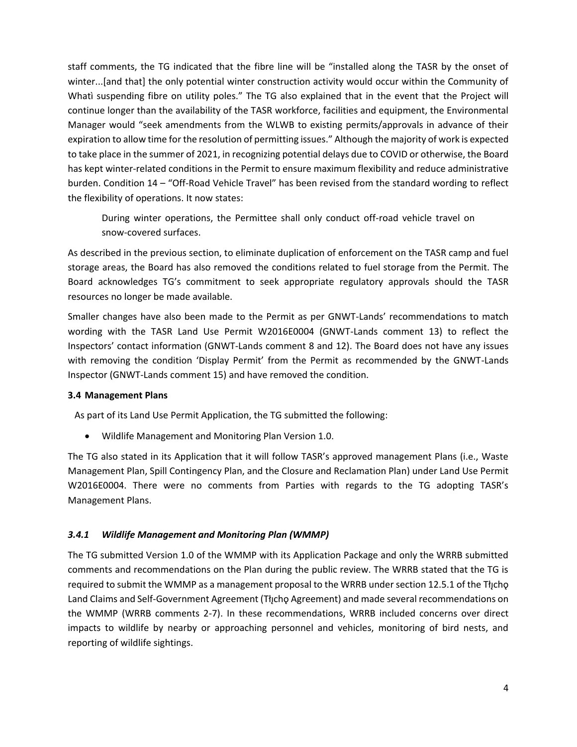staff comments, the TG indicated that the fibre line will be "installed along the TASR by the onset of winter...[and that] the only potential winter construction activity would occur within the Community of Whatì suspending fibre on utility poles." The TG also explained that in the event that the Project will continue longer than the availability of the TASR workforce, facilities and equipment, the Environmental Manager would "seek amendments from the WLWB to existing permits/approvals in advance of their expiration to allow time for the resolution of permitting issues." Although the majority of work is expected to take place in the summer of 2021, in recognizing potential delays due to COVID or otherwise, the Board has kept winter-related conditions in the Permit to ensure maximum flexibility and reduce administrative burden. Condition 14 – "Off-Road Vehicle Travel" has been revised from the standard wording to reflect the flexibility of operations. It now states:

> During winter operations, the Permittee shall only conduct off-road vehicle travel on snow-covered surfaces.

As described in the previous section, to eliminate duplication of enforcement on the TASR camp and fuel storage areas, the Board has also removed the conditions related to fuel storage from the Permit. The Board acknowledges TG's commitment to seek appropriate regulatory approvals should the TASR resources no longer be made available.

Smaller changes have also been made to the Permit as per GNWT-Lands' recommendations to match wording with the TASR Land Use Permit W2016E0004 (GNWT-Lands comment 13) to reflect the Inspectors' contact information (GNWT-Lands comment 8 and 12). The Board does not have any issues with removing the condition 'Display Permit' from the Permit as recommended by the GNWT-Lands Inspector (GNWT-Lands comment 15) and have removed the condition.

### 3.4 Management Plans

As part of its Land Use Permit Application, the TG submitted the following:

- Wildlife Management and Monitoring Plan Version 1.0.

The TG also stated in its Application that it will follow TASR's approved management Plans (i.e., Waste Management Plan, Spill Contingency Plan, and the Closure and Reclamation Plan) under Land Use Permit W2016E0004. There were no comments from Parties with regards to the TG adopting TASR's Management Plans.

#### *3.4.1 Wildlife Management and Monitoring Plan (WMMP)*

The TG submitted Version 1.0 of the WMMP with its Application Package and only the WRRB submitted comments and recommendations on the Plan during the public review. The WRRB stated that the TG is required to submit the WMMP as a management proposal to the WRRB under section 12.5.1 of the Tłı̨chǫ Land Claims and Self-Government Agreement (Tłı̨chǫ Agreement) and made several recommendations on the WMMP (WRRB comments 2-7). In these recommendations, WRRB included concerns over direct impacts to wildlife by nearby or approaching personnel and vehicles, monitoring of bird nests, and reporting of wildlife sightings.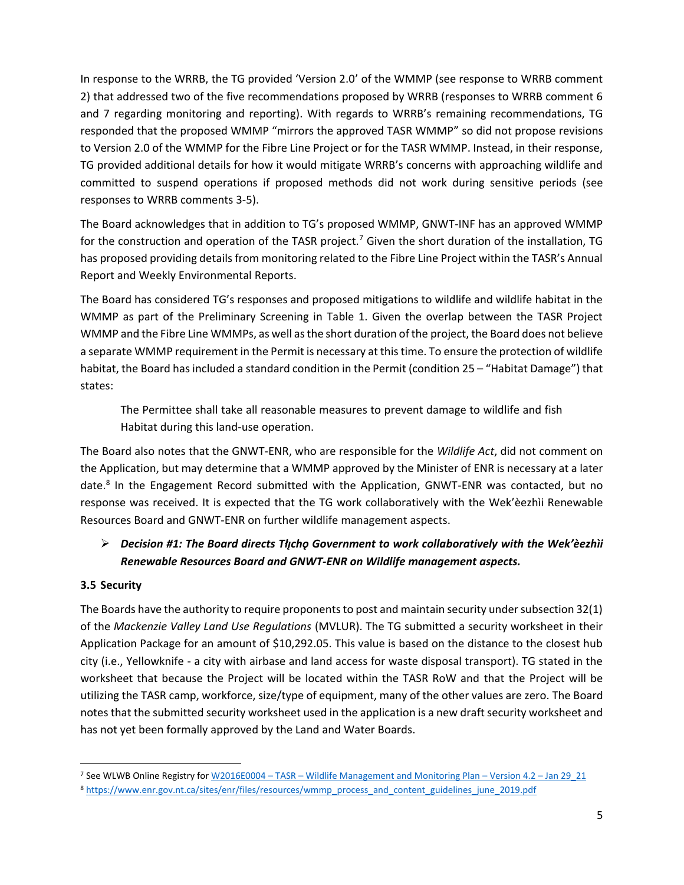In response to the WRRB, the TG provided 'Version 2.0' of the WMMP (see response to WRRB comment 2) that addressed two of the five recommendations proposed by WRRB (responses to WRRB comment 6 and 7 regarding monitoring and reporting). With regards to WRRB's remaining recommendations, TG responded that the proposed WMMP "mirrors the approved TASR WMMP" so did not propose revisions to Version 2.0 of the WMMP for the Fibre Line Project or for the TASR WMMP. Instead, in their response, TG provided additional details for how it would mitigate WRRB's concerns with approaching wildlife and committed to suspend operations if proposed methods did not work during sensitive periods (see responses to WRRB comments 3-5).

The Board acknowledges that in addition to TG's proposed WMMP, GNWT-INF has an approved WMMP for the construction and operation of the TASR project.[7] Given the short duration of the installation, TG has proposed providing details from monitoring related to the Fibre Line Project within the TASR's Annual Report and Weekly Environmental Reports.

The Board has considered TG's responses and proposed mitigations to wildlife and wildlife habitat in the WMMP as part of the Preliminary Screening in Table 1. Given the overlap between the TASR Project WMMP and the Fibre Line WMMPs, as well as the short duration of the project, the Board does not believe a separate WMMP requirement in the Permit is necessary at this time. To ensure the protection of wildlife habitat, the Board has included a standard condition in the Permit (condition 25 – "Habitat Damage") that states:

> The Permittee shall take all reasonable measures to prevent damage to wildlife and fish Habitat during this land-use operation.

The Board also notes that the GNWT-ENR, who are responsible for the *Wildlife Act*, did not comment on the Application, but may determine that a WMMP approved by the Minister of ENR is necessary at a later date.[8] In the Engagement Record submitted with the Application, GNWT-ENR was contacted, but no response was received. It is expected that the TG work collaboratively with the Wek'èezhìi Renewable Resources Board and GNWT-ENR on further wildlife management aspects.

- ***Decision #1: The Board directs Tłı̨chǫ Government to work collaboratively with the Wek'èezhìi Renewable Resources Board and GNWT-ENR on Wildlife management aspects.***

### 3.5 Security

The Boards have the authority to require proponents to post and maintain security under subsection 32(1) of the *Mackenzie Valley Land Use Regulations* (MVLUR). The TG submitted a security worksheet in their Application Package for an amount of $10,292.05. This value is based on the distance to the closest hub city (i.e., Yellowknife - a city with airbase and land access for waste disposal transport). TG stated in the worksheet that because the Project will be located within the TASR RoW and that the Project will be utilizing the TASR camp, workforce, size/type of equipment, many of the other values are zero. The Board notes that the submitted security worksheet used in the application is a new draft security worksheet and has not yet been formally approved by the Land and Water Boards.

---

[7] See WLWB Online Registry for W2016E0004 – TASR – Wildlife Management and Monitoring Plan – Version 4.2 – Jan 29_21

[8] https://www.enr.gov.nt.ca/sites/enr/files/resources/wmmp_process_and_content_guidelines_june_2019.pdf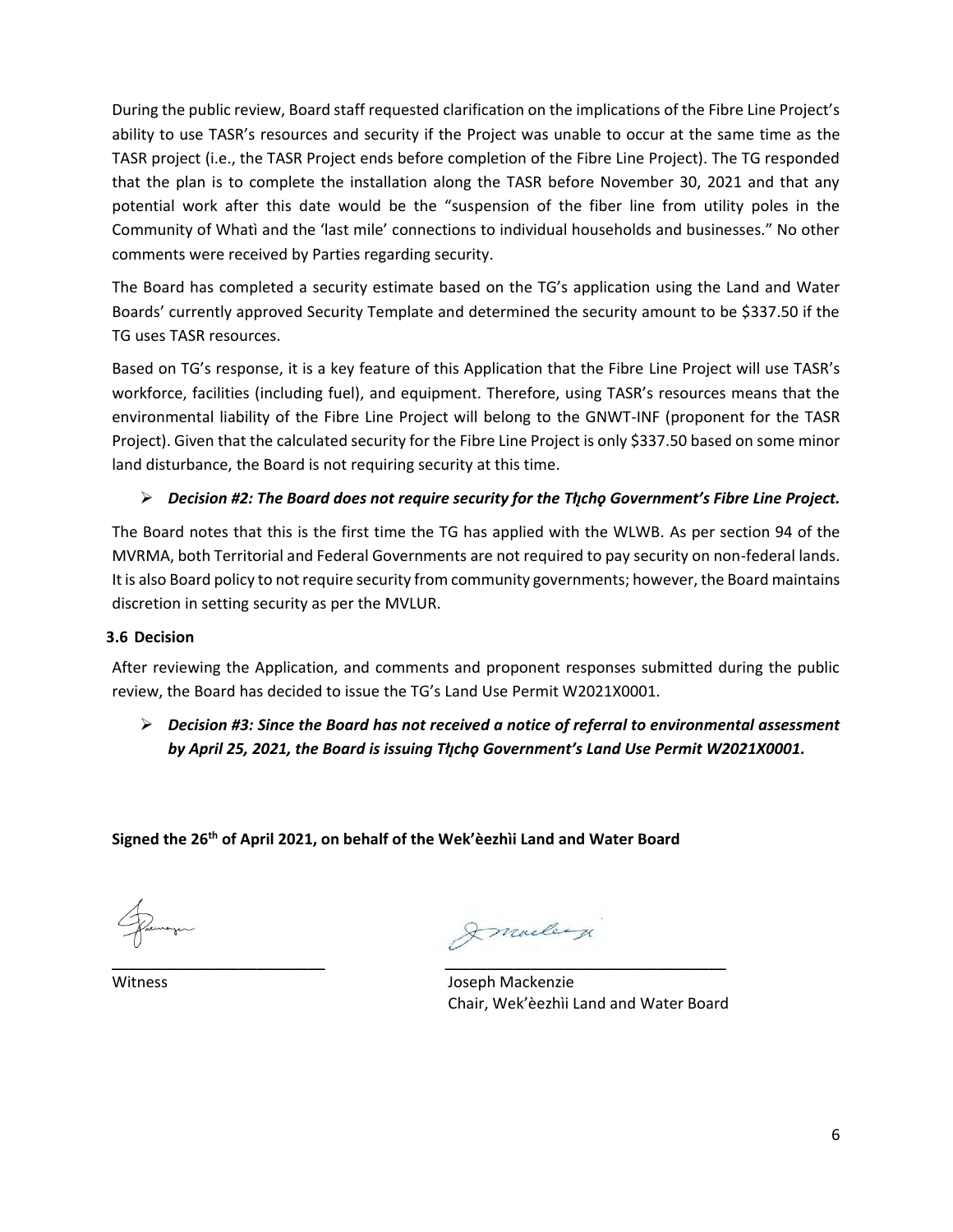During the public review, Board staff requested clarification on the implications of the Fibre Line Project's ability to use TASR's resources and security if the Project was unable to occur at the same time as the TASR project (i.e., the TASR Project ends before completion of the Fibre Line Project). The TG responded that the plan is to complete the installation along the TASR before November 30, 2021 and that any potential work after this date would be the "suspension of the fiber line from utility poles in the Community of Whatì and the 'last mile' connections to individual households and businesses." No other comments were received by Parties regarding security.

The Board has completed a security estimate based on the TG's application using the Land and Water Boards' currently approved Security Template and determined the security amount to be $337.50 if the TG uses TASR resources.

Based on TG's response, it is a key feature of this Application that the Fibre Line Project will use TASR's workforce, facilities (including fuel), and equipment. Therefore, using TASR's resources means that the environmental liability of the Fibre Line Project will belong to the GNWT-INF (proponent for the TASR Project). Given that the calculated security for the Fibre Line Project is only $337.50 based on some minor land disturbance, the Board is not requiring security at this time.

- ***Decision #2: The Board does not require security for the Tłı̨chǫ Government's Fibre Line Project.***

The Board notes that this is the first time the TG has applied with the WLWB. As per section 94 of the MVRMA, both Territorial and Federal Governments are not required to pay security on non-federal lands. It is also Board policy to not require security from community governments; however, the Board maintains discretion in setting security as per the MVLUR.

### 3.6 Decision

After reviewing the Application, and comments and proponent responses submitted during the public review, the Board has decided to issue the TG's Land Use Permit W2021X0001.

- ***Decision #3: Since the Board has not received a notice of referral to environmental assessment by April 25, 2021, the Board is issuing Tłı̨chǫ Government's Land Use Permit W2021X0001.***

**Signed the 26th of April 2021, on behalf of the Wek'èezhìi Land and Water Board**

\_\_\_\_\_\_\_\_\_\_\_\_\_\_\_\_\_\_\_\_\_\_\_\_\_\_
Witness

\_\_\_\_\_\_\_\_\_\_\_\_\_\_\_\_\_\_\_\_\_\_\_\_\_\_
Joseph Mackenzie
Chair, Wek'èezhìi Land and Water Board